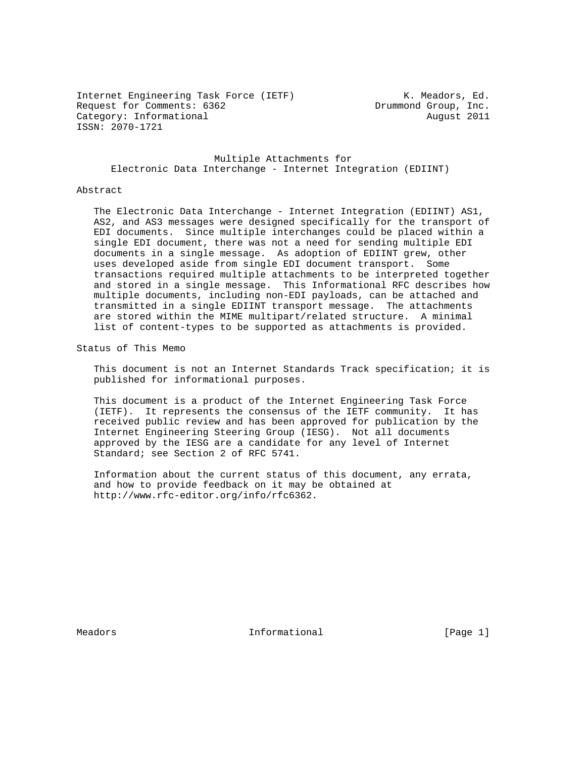Internet Engineering Task Force (IETF) K. Meadors, Ed.
Request for Comments: 6362 Drummond Group, Inc.
Category: Informational August 2011
ISSN: 2070-1721

# Multiple Attachments for Electronic Data Interchange - Internet Integration (EDIINT)

## Abstract

The Electronic Data Interchange - Internet Integration (EDIINT) AS1, AS2, and AS3 messages were designed specifically for the transport of EDI documents. Since multiple interchanges could be placed within a single EDI document, there was not a need for sending multiple EDI documents in a single message. As adoption of EDIINT grew, other uses developed aside from single EDI document transport. Some transactions required multiple attachments to be interpreted together and stored in a single message. This Informational RFC describes how multiple documents, including non-EDI payloads, can be attached and transmitted in a single EDIINT transport message. The attachments are stored within the MIME multipart/related structure. A minimal list of content-types to be supported as attachments is provided.

## Status of This Memo

This document is not an Internet Standards Track specification; it is published for informational purposes.

This document is a product of the Internet Engineering Task Force (IETF). It represents the consensus of the IETF community. It has received public review and has been approved for publication by the Internet Engineering Steering Group (IESG). Not all documents approved by the IESG are a candidate for any level of Internet Standard; see Section 2 of RFC 5741.

Information about the current status of this document, any errata, and how to provide feedback on it may be obtained at http://www.rfc-editor.org/info/rfc6362.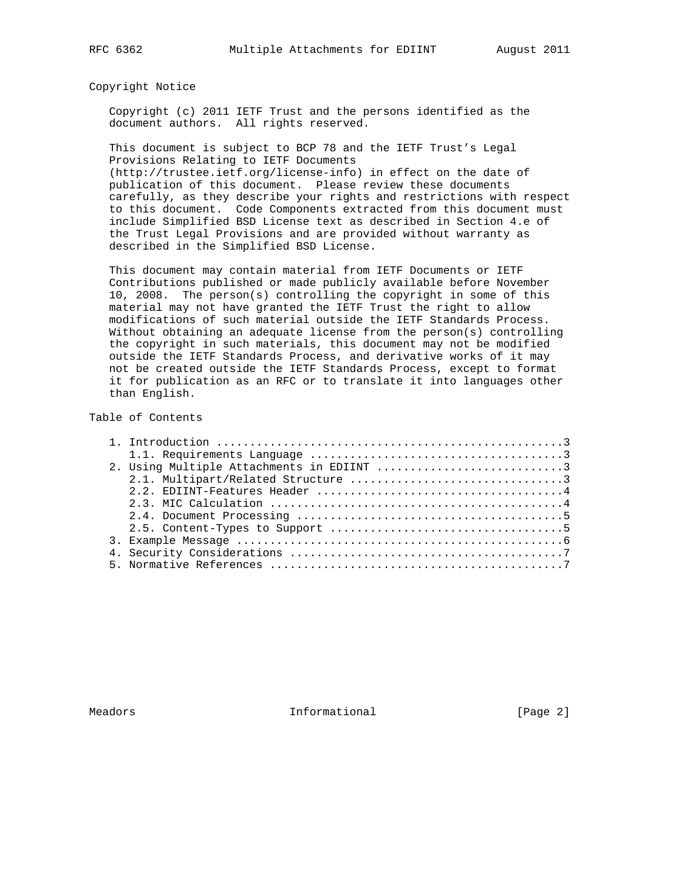## Copyright Notice

Copyright (c) 2011 IETF Trust and the persons identified as the document authors. All rights reserved.

This document is subject to BCP 78 and the IETF Trust's Legal Provisions Relating to IETF Documents (http://trustee.ietf.org/license-info) in effect on the date of publication of this document. Please review these documents carefully, as they describe your rights and restrictions with respect to this document. Code Components extracted from this document must include Simplified BSD License text as described in Section 4.e of the Trust Legal Provisions and are provided without warranty as described in the Simplified BSD License.

This document may contain material from IETF Documents or IETF Contributions published or made publicly available before November 10, 2008. The person(s) controlling the copyright in some of this material may not have granted the IETF Trust the right to allow modifications of such material outside the IETF Standards Process. Without obtaining an adequate license from the person(s) controlling the copyright in such materials, this document may not be modified outside the IETF Standards Process, and derivative works of it may not be created outside the IETF Standards Process, except to format it for publication as an RFC or to translate it into languages other than English.

## Table of Contents

```
1. Introduction ....................................................3
   1.1. Requirements Language .....................................3
2. Using Multiple Attachments in EDIINT ............................3
   2.1. Multipart/Related Structure ...............................3
   2.2. EDIINT-Features Header ....................................4
   2.3. MIC Calculation ...........................................4
   2.4. Document Processing .......................................5
   2.5. Content-Types to Support ..................................5
3. Example Message ................................................6
4. Security Considerations ........................................7
5. Normative References ...........................................7
```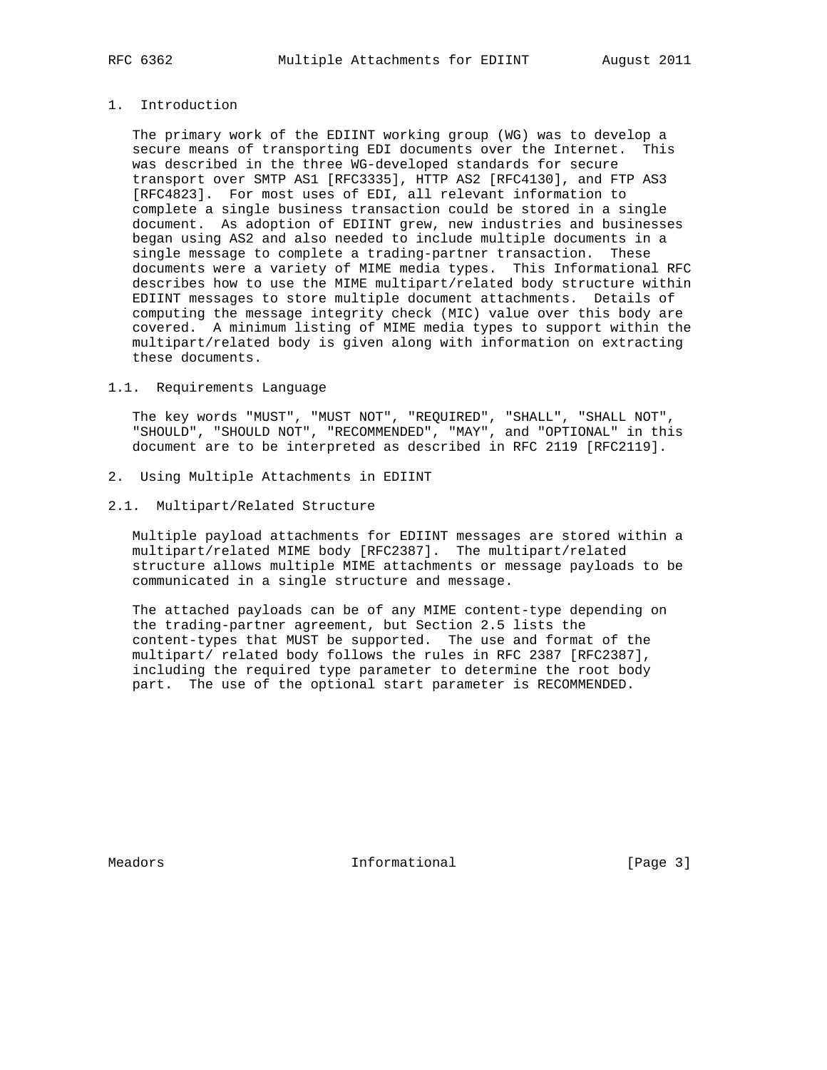# 1. Introduction

The primary work of the EDIINT working group (WG) was to develop a secure means of transporting EDI documents over the Internet. This was described in the three WG-developed standards for secure transport over SMTP AS1 [RFC3335], HTTP AS2 [RFC4130], and FTP AS3 [RFC4823]. For most uses of EDI, all relevant information to complete a single business transaction could be stored in a single document. As adoption of EDIINT grew, new industries and businesses began using AS2 and also needed to include multiple documents in a single message to complete a trading-partner transaction. These documents were a variety of MIME media types. This Informational RFC describes how to use the MIME multipart/related body structure within EDIINT messages to store multiple document attachments. Details of computing the message integrity check (MIC) value over this body are covered. A minimum listing of MIME media types to support within the multipart/related body is given along with information on extracting these documents.

## 1.1. Requirements Language

The key words "MUST", "MUST NOT", "REQUIRED", "SHALL", "SHALL NOT", "SHOULD", "SHOULD NOT", "RECOMMENDED", "MAY", and "OPTIONAL" in this document are to be interpreted as described in RFC 2119 [RFC2119].

# 2. Using Multiple Attachments in EDIINT

## 2.1. Multipart/Related Structure

Multiple payload attachments for EDIINT messages are stored within a multipart/related MIME body [RFC2387]. The multipart/related structure allows multiple MIME attachments or message payloads to be communicated in a single structure and message.

The attached payloads can be of any MIME content-type depending on the trading-partner agreement, but Section 2.5 lists the content-types that MUST be supported. The use and format of the multipart/ related body follows the rules in RFC 2387 [RFC2387], including the required type parameter to determine the root body part. The use of the optional start parameter is RECOMMENDED.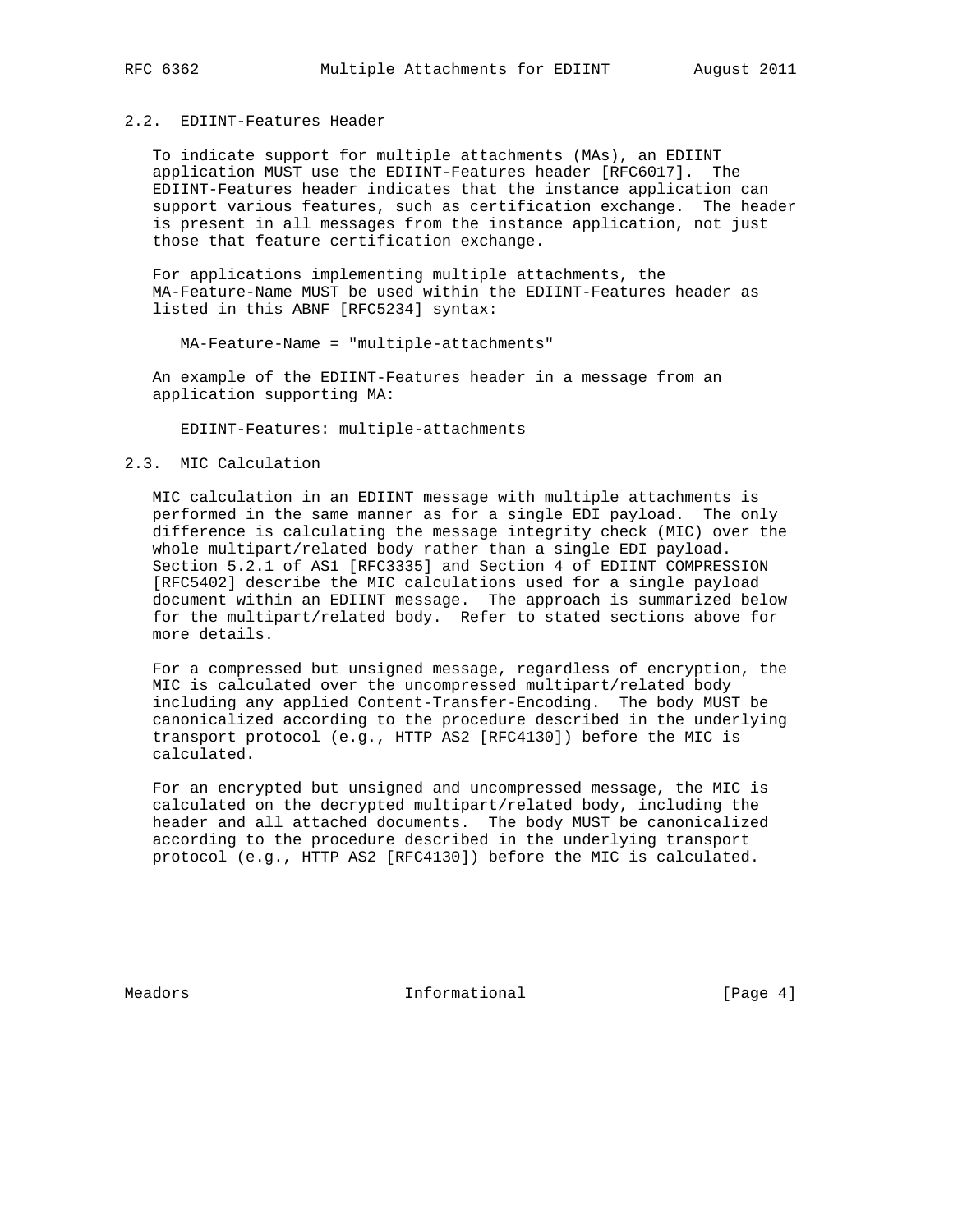## 2.2. EDIINT-Features Header

To indicate support for multiple attachments (MAs), an EDIINT application MUST use the EDIINT-Features header [RFC6017]. The EDIINT-Features header indicates that the instance application can support various features, such as certification exchange. The header is present in all messages from the instance application, not just those that feature certification exchange.

For applications implementing multiple attachments, the MA-Feature-Name MUST be used within the EDIINT-Features header as listed in this ABNF [RFC5234] syntax:

```
MA-Feature-Name = "multiple-attachments"
```

An example of the EDIINT-Features header in a message from an application supporting MA:

```
EDIINT-Features: multiple-attachments
```

## 2.3. MIC Calculation

MIC calculation in an EDIINT message with multiple attachments is performed in the same manner as for a single EDI payload. The only difference is calculating the message integrity check (MIC) over the whole multipart/related body rather than a single EDI payload. Section 5.2.1 of AS1 [RFC3335] and Section 4 of EDIINT COMPRESSION [RFC5402] describe the MIC calculations used for a single payload document within an EDIINT message. The approach is summarized below for the multipart/related body. Refer to stated sections above for more details.

For a compressed but unsigned message, regardless of encryption, the MIC is calculated over the uncompressed multipart/related body including any applied Content-Transfer-Encoding. The body MUST be canonicalized according to the procedure described in the underlying transport protocol (e.g., HTTP AS2 [RFC4130]) before the MIC is calculated.

For an encrypted but unsigned and uncompressed message, the MIC is calculated on the decrypted multipart/related body, including the header and all attached documents. The body MUST be canonicalized according to the procedure described in the underlying transport protocol (e.g., HTTP AS2 [RFC4130]) before the MIC is calculated.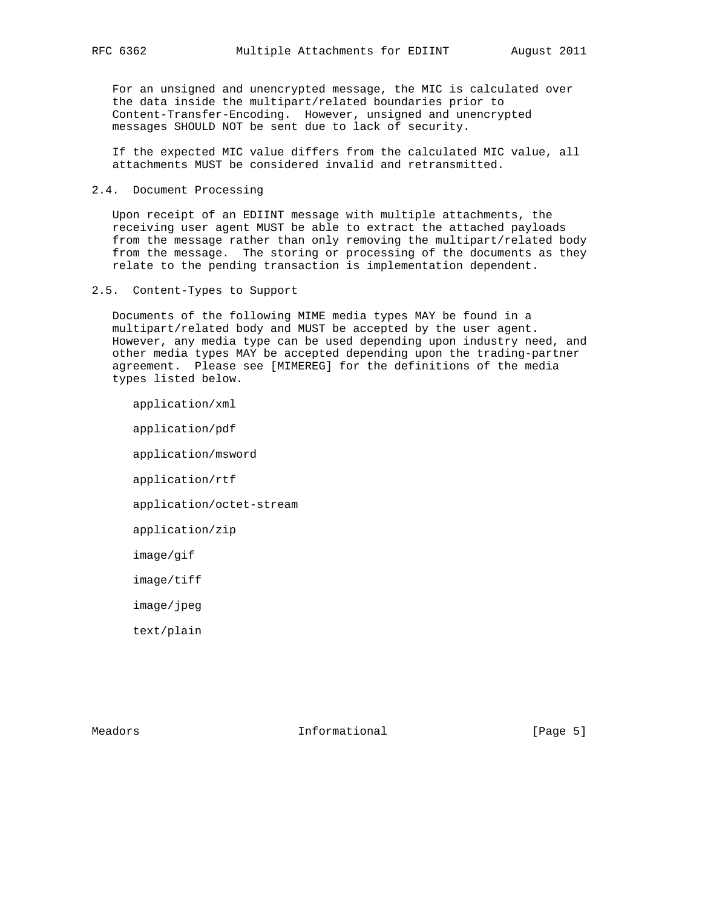For an unsigned and unencrypted message, the MIC is calculated over the data inside the multipart/related boundaries prior to Content-Transfer-Encoding. However, unsigned and unencrypted messages SHOULD NOT be sent due to lack of security.

If the expected MIC value differs from the calculated MIC value, all attachments MUST be considered invalid and retransmitted.

## 2.4. Document Processing

Upon receipt of an EDIINT message with multiple attachments, the receiving user agent MUST be able to extract the attached payloads from the message rather than only removing the multipart/related body from the message. The storing or processing of the documents as they relate to the pending transaction is implementation dependent.

## 2.5. Content-Types to Support

Documents of the following MIME media types MAY be found in a multipart/related body and MUST be accepted by the user agent. However, any media type can be used depending upon industry need, and other media types MAY be accepted depending upon the trading-partner agreement. Please see [MIMEREG] for the definitions of the media types listed below.

- application/xml
- application/pdf
- application/msword
- application/rtf
- application/octet-stream
- application/zip
- image/gif
- image/tiff
- image/jpeg
- text/plain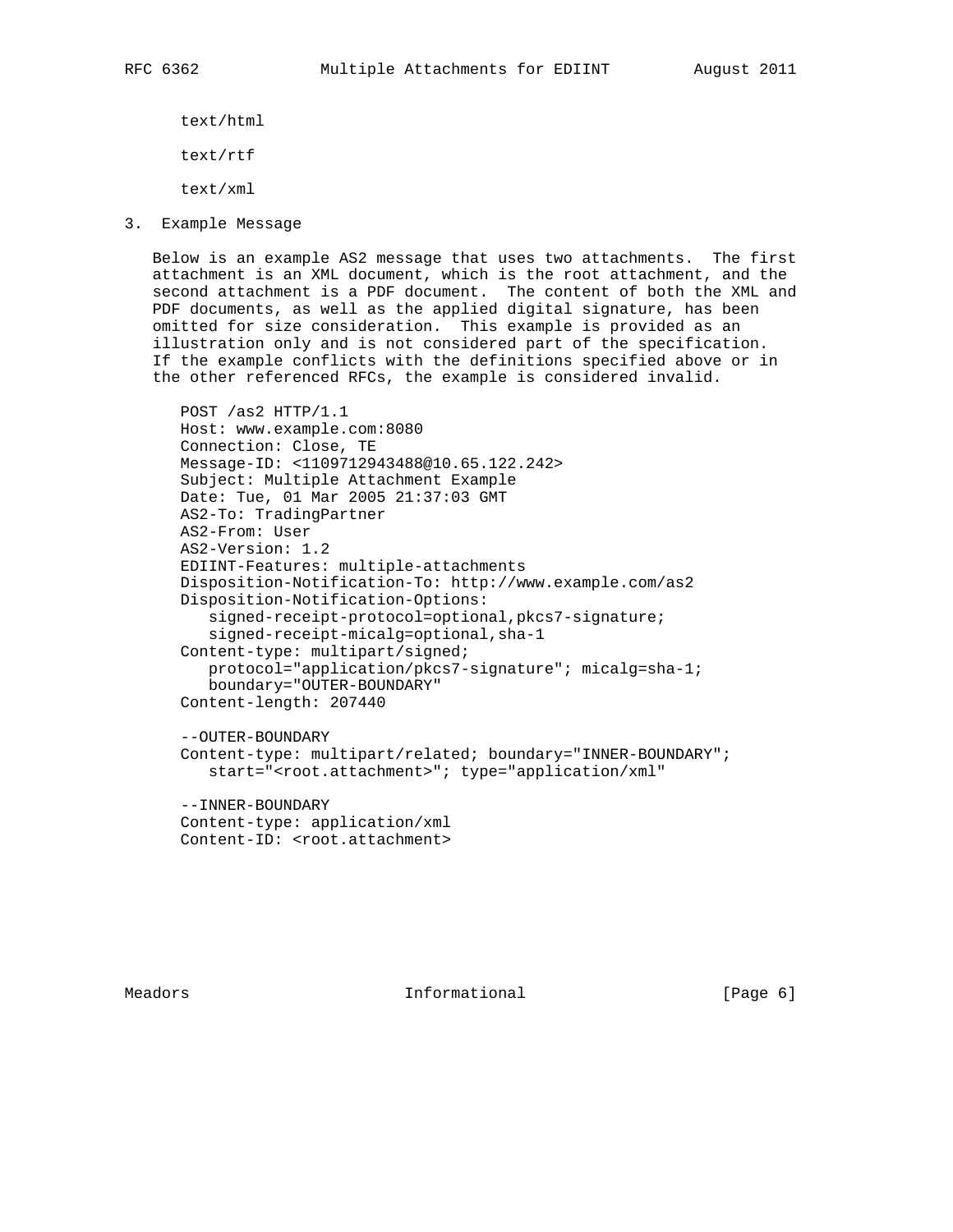text/html

text/rtf

text/xml

## 3. Example Message

Below is an example AS2 message that uses two attachments. The first attachment is an XML document, which is the root attachment, and the second attachment is a PDF document. The content of both the XML and PDF documents, as well as the applied digital signature, has been omitted for size consideration. This example is provided as an illustration only and is not considered part of the specification. If the example conflicts with the definitions specified above or in the other referenced RFCs, the example is considered invalid.

```
POST /as2 HTTP/1.1
Host: www.example.com:8080
Connection: Close, TE
Message-ID: <1109712943488@10.65.122.242>
Subject: Multiple Attachment Example
Date: Tue, 01 Mar 2005 21:37:03 GMT
AS2-To: TradingPartner
AS2-From: User
AS2-Version: 1.2
EDIINT-Features: multiple-attachments
Disposition-Notification-To: http://www.example.com/as2
Disposition-Notification-Options:
   signed-receipt-protocol=optional,pkcs7-signature;
   signed-receipt-micalg=optional,sha-1
Content-type: multipart/signed;
   protocol="application/pkcs7-signature"; micalg=sha-1;
   boundary="OUTER-BOUNDARY"
Content-length: 207440

--OUTER-BOUNDARY
Content-type: multipart/related; boundary="INNER-BOUNDARY";
   start="<root.attachment>"; type="application/xml"

--INNER-BOUNDARY
Content-type: application/xml
Content-ID: <root.attachment>
```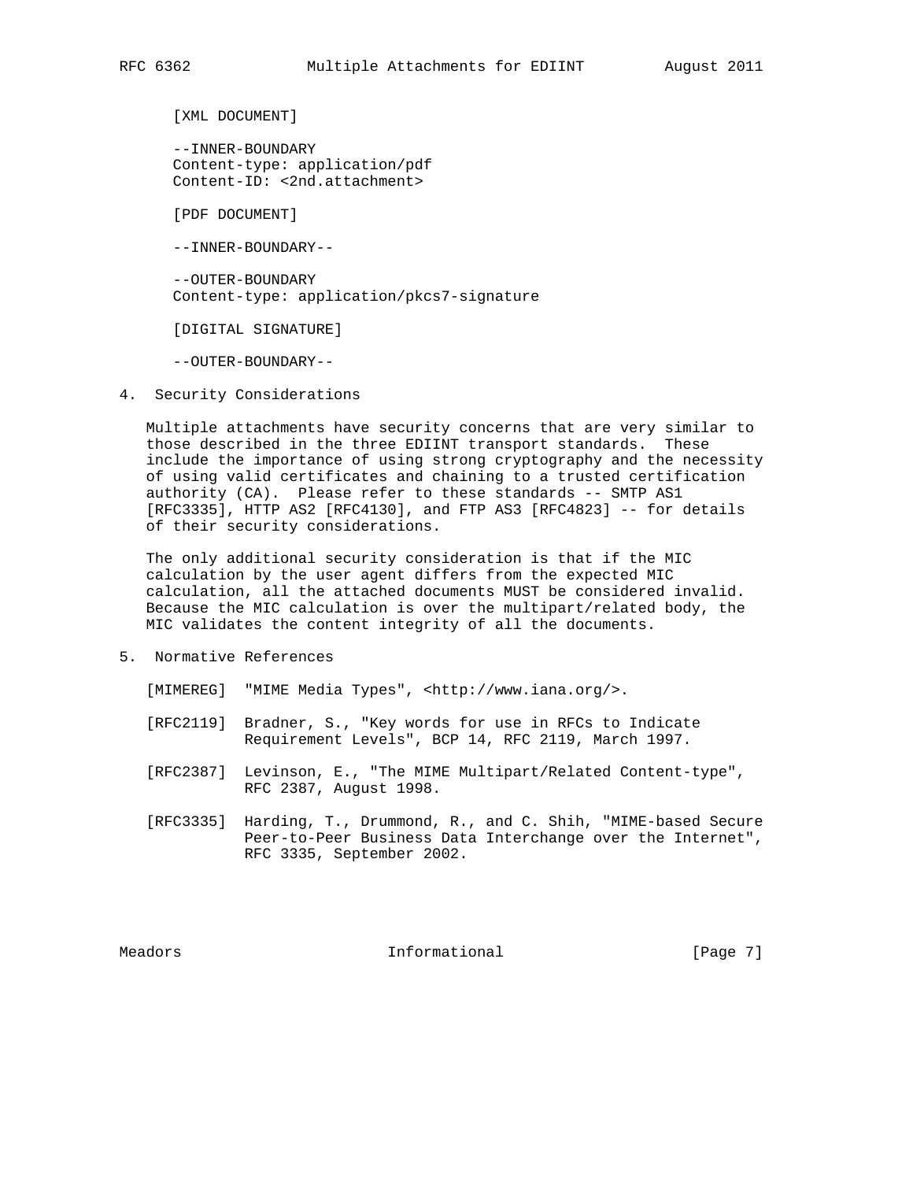```
[XML DOCUMENT]

--INNER-BOUNDARY
Content-type: application/pdf
Content-ID: <2nd.attachment>

[PDF DOCUMENT]

--INNER-BOUNDARY--

--OUTER-BOUNDARY
Content-type: application/pkcs7-signature

[DIGITAL SIGNATURE]

--OUTER-BOUNDARY--
```

## 4. Security Considerations

Multiple attachments have security concerns that are very similar to those described in the three EDIINT transport standards. These include the importance of using strong cryptography and the necessity of using valid certificates and chaining to a trusted certification authority (CA). Please refer to these standards -- SMTP AS1 [RFC3335], HTTP AS2 [RFC4130], and FTP AS3 [RFC4823] -- for details of their security considerations.

The only additional security consideration is that if the MIC calculation by the user agent differs from the expected MIC calculation, all the attached documents MUST be considered invalid. Because the MIC calculation is over the multipart/related body, the MIC validates the content integrity of all the documents.

## 5. Normative References

[MIMEREG] "MIME Media Types", <http://www.iana.org/>.

[RFC2119] Bradner, S., "Key words for use in RFCs to Indicate Requirement Levels", BCP 14, RFC 2119, March 1997.

[RFC2387] Levinson, E., "The MIME Multipart/Related Content-type", RFC 2387, August 1998.

[RFC3335] Harding, T., Drummond, R., and C. Shih, "MIME-based Secure Peer-to-Peer Business Data Interchange over the Internet", RFC 3335, September 2002.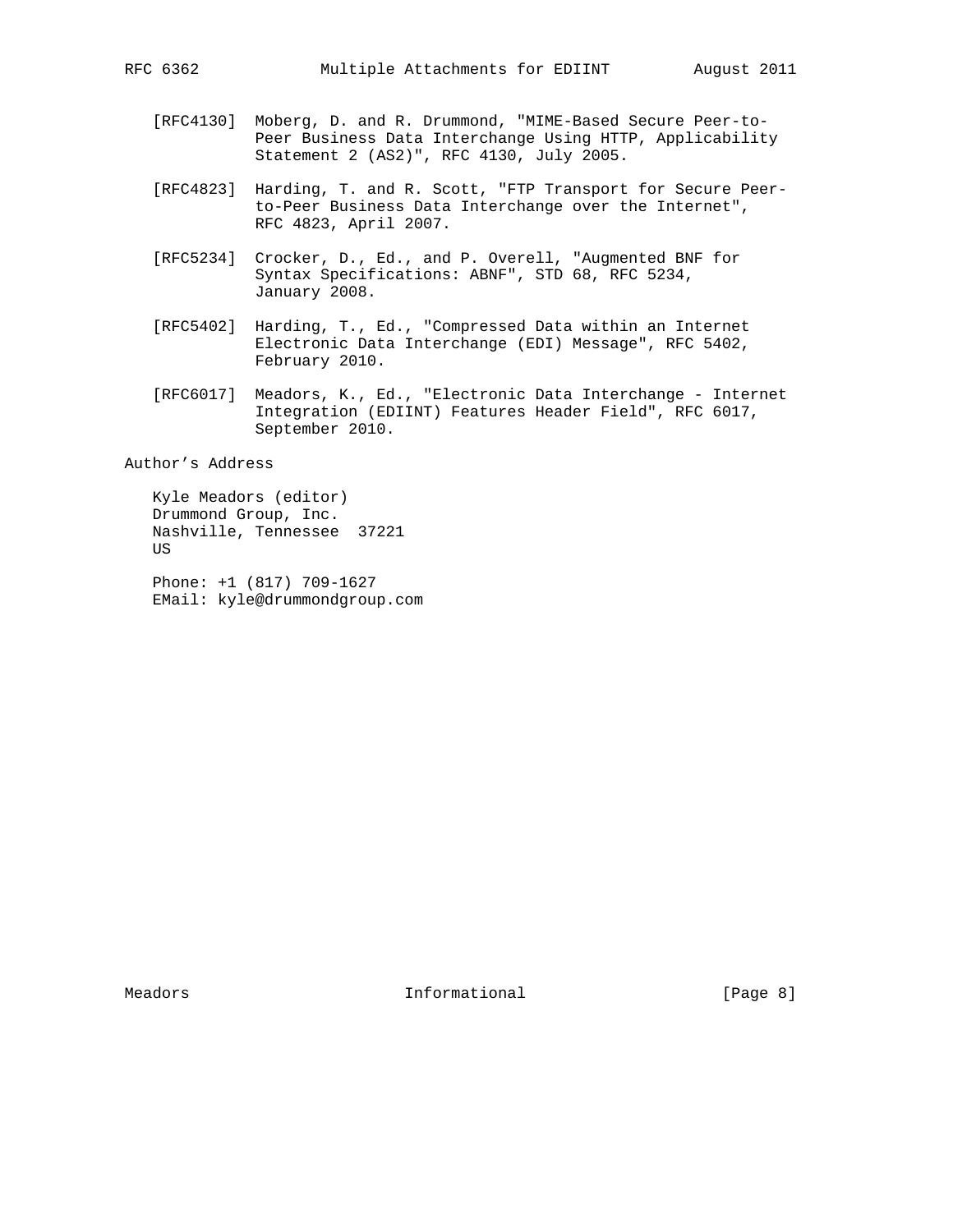[RFC4130] Moberg, D. and R. Drummond, "MIME-Based Secure Peer-to-Peer Business Data Interchange Using HTTP, Applicability Statement 2 (AS2)", RFC 4130, July 2005.

[RFC4823] Harding, T. and R. Scott, "FTP Transport for Secure Peer-to-Peer Business Data Interchange over the Internet", RFC 4823, April 2007.

[RFC5234] Crocker, D., Ed., and P. Overell, "Augmented BNF for Syntax Specifications: ABNF", STD 68, RFC 5234, January 2008.

[RFC5402] Harding, T., Ed., "Compressed Data within an Internet Electronic Data Interchange (EDI) Message", RFC 5402, February 2010.

[RFC6017] Meadors, K., Ed., "Electronic Data Interchange - Internet Integration (EDIINT) Features Header Field", RFC 6017, September 2010.

## Author's Address

Kyle Meadors (editor)
Drummond Group, Inc.
Nashville, Tennessee 37221
US

Phone: +1 (817) 709-1627
EMail: kyle@drummondgroup.com